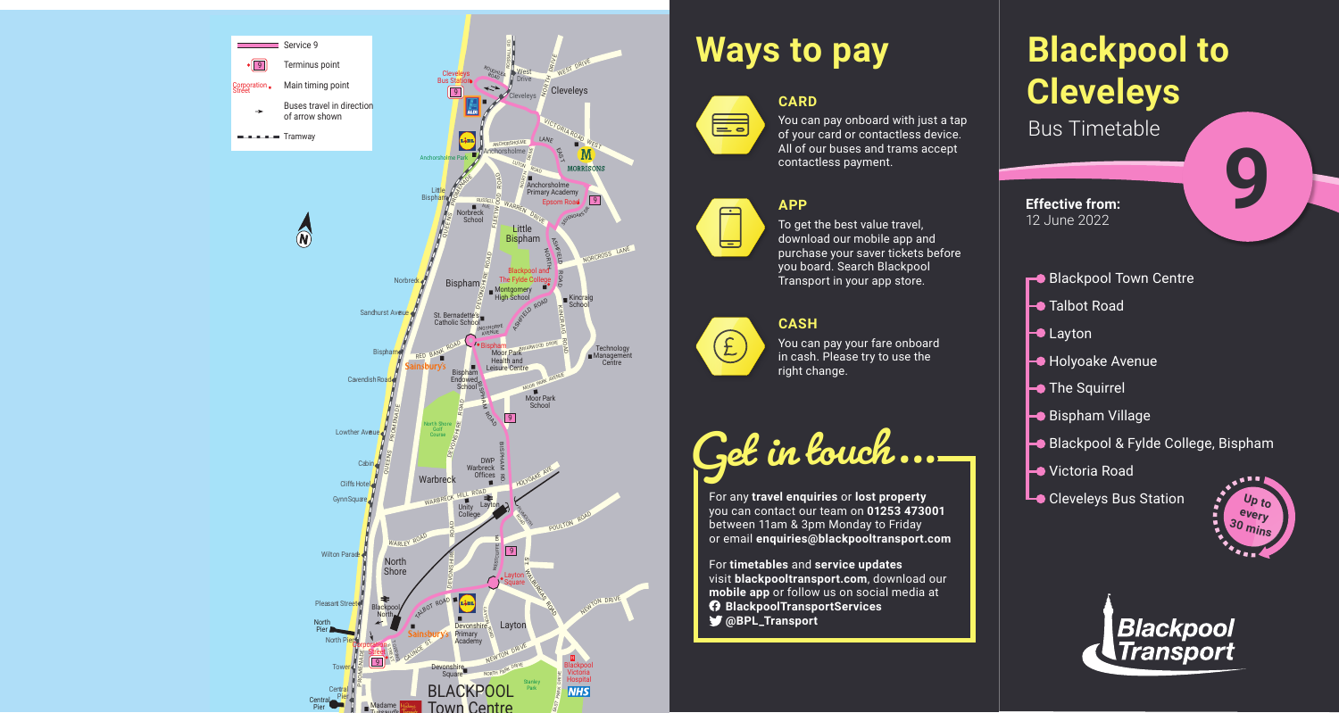# Blackpool to Cleveleys

Bus Timetable

**9**

**Effective from:**
12 June 2022

- Blackpool Town Centre
- Talbot Road
- Layton
- Holyoake Avenue
- The Squirrel
- Bispham Village
- Blackpool & Fylde College, Bispham
- Victoria Road
- Cleveleys Bus Station

Up to every 30 mins

Blackpool Transport

## Ways to pay

### CARD

You can pay onboard with just a tap of your card or contactless device. All of our buses and trams accept contactless payment.

### APP

To get the best value travel, download our mobile app and purchase your saver tickets before you board. Search Blackpool Transport in your app store.

### CASH

You can pay your fare onboard in cash. Please try to use the right change.

## Get in touch...

For any **travel enquiries** or **lost property** you can contact our team on **01253 473001** between 11am & 3pm Monday to Friday or email **enquiries@blackpooltransport.com**

For **timetables** and **service updates** visit **blackpooltransport.com**, download our **mobile app** or follow us on social media at

- **BlackpoolTransportServices**
- **@BPL_Transport**

---

**Map key:**

- Service 9
- 9 Terminus point
- Corporation Street — Main timing point
- Buses travel in direction of arrow shown
- Tramway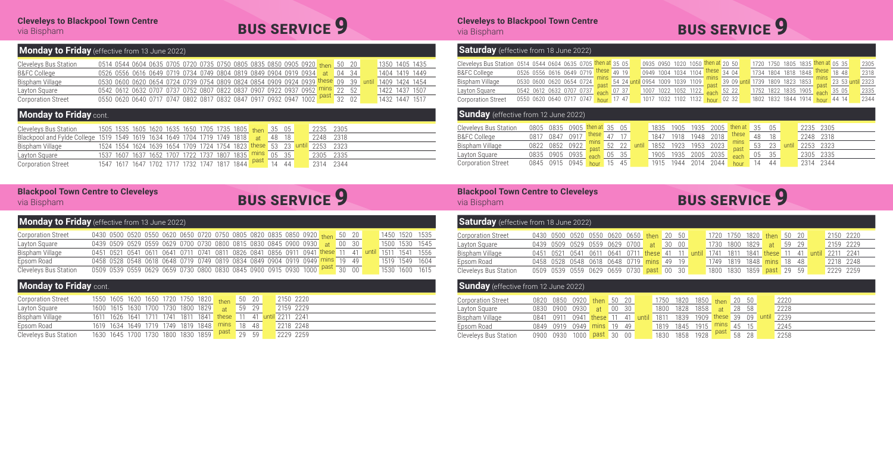## Cleveleys to Blackpool Town Centre
via Bispham

# BUS SERVICE 9

### Monday to Friday (effective from 13 June 2022)

| | | | | | | | | | | | | | | | | | | | |
|---|---|---|---|---|---|---|---|---|---|---|---|---|---|---|---|---|---|---|---|
| Cleveleys Bus Station | 0514 | 0544 | 0604 | 0635 | 0705 | 0720 | 0735 | 0750 | 0805 | 0835 | 0850 | 0905 | 0920 | then | 50 | 20 | | 1350 | 1405 | 1435 |
| B&FC College | 0526 | 0556 | 0616 | 0649 | 0719 | 0734 | 0749 | 0804 | 0819 | 0849 | 0904 | 0919 | 0934 | at | 04 | 34 | | 1404 | 1419 | 1449 |
| Bispham Village | 0530 | 0600 | 0620 | 0654 | 0724 | 0739 | 0754 | 0809 | 0824 | 0854 | 0909 | 0924 | 0939 | these | 09 | 39 | until | 1409 | 1424 | 1454 |
| Layton Square | 0542 | 0612 | 0632 | 0707 | 0737 | 0752 | 0807 | 0822 | 0837 | 0907 | 0922 | 0937 | 0952 | mins | 22 | 52 | | 1422 | 1437 | 1507 |
| Corporation Street | 0550 | 0620 | 0640 | 0717 | 0747 | 0802 | 0817 | 0832 | 0847 | 0917 | 0932 | 0947 | 1002 | past | 32 | 02 | | 1432 | 1447 | 1517 |

### Monday to Friday cont.

| | | | | | | | | | | | | | | | |
|---|---|---|---|---|---|---|---|---|---|---|---|---|---|---|---|
| Cleveleys Bus Station | 1505 | 1535 | 1605 | 1620 | 1635 | 1650 | 1705 | 1735 | 1805 | then | 35 | 05 | | 2235 | 2305 |
| Blackpool and Fylde College | 1519 | 1549 | 1619 | 1634 | 1649 | 1704 | 1719 | 1749 | 1818 | at | 48 | 18 | | 2248 | 2318 |
| Bispham Village | 1524 | 1554 | 1624 | 1639 | 1654 | 1709 | 1724 | 1754 | 1823 | these | 53 | 23 | until | 2253 | 2323 |
| Layton Square | 1537 | 1607 | 1637 | 1652 | 1707 | 1722 | 1737 | 1807 | 1835 | mins | 05 | 35 | | 2305 | 2335 |
| Corporation Street | 1547 | 1617 | 1647 | 1702 | 1717 | 1732 | 1747 | 1817 | 1844 | past | 14 | 44 | | 2314 | 2344 |

## Blackpool Town Centre to Cleveleys
via Bispham

# BUS SERVICE 9

### Monday to Friday (effective from 13 June 2022)

| | | | | | | | | | | | | | | | | | | | |
|---|---|---|---|---|---|---|---|---|---|---|---|---|---|---|---|---|---|---|---|
| Corporation Street | 0430 | 0500 | 0520 | 0550 | 0620 | 0650 | 0720 | 0750 | 0805 | 0820 | 0835 | 0850 | 0920 | then | 50 | 20 | | 1450 | 1520 | 1535 |
| Layton Square | 0439 | 0509 | 0529 | 0559 | 0629 | 0700 | 0730 | 0800 | 0815 | 0830 | 0845 | 0900 | 0930 | at | 00 | 30 | | 1500 | 1530 | 1545 |
| Bispham Village | 0451 | 0521 | 0541 | 0611 | 0641 | 0711 | 0741 | 0811 | 0826 | 0841 | 0856 | 0911 | 0941 | these | 11 | 41 | until | 1511 | 1541 | 1556 |
| Epsom Road | 0458 | 0528 | 0548 | 0618 | 0648 | 0719 | 0749 | 0819 | 0834 | 0849 | 0904 | 0919 | 0949 | mins | 19 | 49 | | 1519 | 1549 | 1604 |
| Cleveleys Bus Station | 0509 | 0539 | 0559 | 0629 | 0659 | 0730 | 0800 | 0830 | 0845 | 0900 | 0915 | 0930 | 1000 | past | 30 | 00 | | 1530 | 1600 | 1615 |

### Monday to Friday cont.

| | | | | | | | | | | | | | |
|---|---|---|---|---|---|---|---|---|---|---|---|---|---|
| Corporation Street | 1550 | 1605 | 1620 | 1650 | 1720 | 1750 | 1820 | then | 50 | 20 | | 2150 | 2220 |
| Layton Square | 1600 | 1615 | 1630 | 1700 | 1730 | 1800 | 1829 | at | 59 | 29 | | 2159 | 2229 |
| Bispham Village | 1611 | 1626 | 1641 | 1711 | 1741 | 1811 | 1841 | these | 11 | 41 | until | 2211 | 2241 |
| Epsom Road | 1619 | 1634 | 1649 | 1719 | 1749 | 1819 | 1848 | mins | 18 | 48 | | 2218 | 2248 |
| Cleveleys Bus Station | 1630 | 1645 | 1700 | 1730 | 1800 | 1830 | 1859 | past | 29 | 59 | | 2229 | 2259 |

## Cleveleys to Blackpool Town Centre
via Bispham

# BUS SERVICE 9

### Saturday (effective from 18 June 2022)

| | | | | | | | | | | | | | | | | | | | | | | | | | | | |
|---|---|---|---|---|---|---|---|---|---|---|---|---|---|---|---|---|---|---|---|---|---|---|---|---|---|---|---|
| Cleveleys Bus Station | 0514 | 0544 | 0604 | 0635 | 0705 | then at | 35 | 05 | | 0935 | 0950 | 1020 | 1050 | then at | 20 | 50 | | 1720 | 1750 | 1805 | 1835 | then at | 05 | 35 | | 2305 |
| B&FC College | 0526 | 0556 | 0616 | 0649 | 0719 | these | 49 | 19 | | 0949 | 1004 | 1034 | 1104 | these | 34 | 04 | | 1734 | 1804 | 1818 | 1848 | these | 18 | 48 | | 2318 |
| Bispham Village | 0530 | 0600 | 0620 | 0654 | 0724 | mins | 54 | 24 | until | 0954 | 1009 | 1039 | 1109 | mins | 39 | 09 | until | 1739 | 1809 | 1823 | 1853 | mins | 23 | 53 | until | 2323 |
| Layton Square | 0542 | 0612 | 0632 | 0707 | 0737 | past each | 07 | 37 | | 1007 | 1022 | 1052 | 1122 | past each | 52 | 22 | | 1752 | 1822 | 1835 | 1905 | past each | 35 | 05 | | 2335 |
| Corporation Street | 0550 | 0620 | 0640 | 0717 | 0747 | hour | 17 | 47 | | 1017 | 1032 | 1102 | 1132 | hour | 02 | 32 | | 1802 | 1832 | 1844 | 1914 | hour | 44 | 14 | | 2344 |

### Sunday (effective from 12 June 2022)

| | | | | | | | | | | | | | | | | | | |
|---|---|---|---|---|---|---|---|---|---|---|---|---|---|---|---|---|---|---|
| Cleveleys Bus Station | 0805 | 0835 | 0905 | then at | 35 | 05 | | 1835 | 1905 | 1935 | 2005 | then at | 35 | 05 | | 2235 | 2305 |
| B&FC College | 0817 | 0847 | 0917 | these | 47 | 17 | | 1847 | 1918 | 1948 | 2018 | these | 48 | 18 | | 2248 | 2318 |
| Bispham Village | 0822 | 0852 | 0922 | mins past | 52 | 22 | until | 1852 | 1923 | 1953 | 2023 | mins past | 53 | 23 | until | 2253 | 2323 |
| Layton Square | 0835 | 0905 | 0935 | each | 05 | 35 | | 1905 | 1935 | 2005 | 2035 | each | 05 | 35 | | 2305 | 2335 |
| Corporation Street | 0845 | 0915 | 0945 | hour | 15 | 45 | | 1915 | 1944 | 2014 | 2044 | hour | 14 | 44 | | 2314 | 2344 |

## Blackpool Town Centre to Cleveleys
via Bispham

# BUS SERVICE 9

### Saturday (effective from 18 June 2022)

| | | | | | | | | | | | | | | | | | | | | |
|---|---|---|---|---|---|---|---|---|---|---|---|---|---|---|---|---|---|---|---|---|
| Corporation Street | 0430 | 0500 | 0520 | 0550 | 0620 | 0650 | then | 20 | 50 | | 1720 | 1750 | 1820 | then | 50 | 20 | | 2150 | 2220 |
| Layton Square | 0439 | 0509 | 0529 | 0559 | 0629 | 0700 | at | 30 | 00 | | 1730 | 1800 | 1829 | at | 59 | 29 | | 2159 | 2229 |
| Bispham Village | 0451 | 0521 | 0541 | 0611 | 0641 | 0711 | these | 41 | 11 | until | 1741 | 1811 | 1841 | these | 11 | 41 | until | 2211 | 2241 |
| Epsom Road | 0458 | 0528 | 0548 | 0618 | 0648 | 0719 | mins | 49 | 19 | | 1749 | 1819 | 1848 | mins | 18 | 48 | | 2218 | 2248 |
| Cleveleys Bus Station | 0509 | 0539 | 0559 | 0629 | 0659 | 0730 | past | 00 | 30 | | 1800 | 1830 | 1859 | past | 29 | 59 | | 2229 | 2259 |

### Sunday (effective from 12 June 2022)

| | | | | | | | | | | | | | | | | |
|---|---|---|---|---|---|---|---|---|---|---|---|---|---|---|---|---|
| Corporation Street | 0820 | 0850 | 0920 | then | 50 | 20 | | 1750 | 1820 | 1850 | then | 20 | 50 | | 2220 |
| Layton Square | 0830 | 0900 | 0930 | at | 00 | 30 | | 1800 | 1828 | 1858 | at | 28 | 58 | | 2228 |
| Bispham Village | 0841 | 0911 | 0941 | these | 11 | 41 | until | 1811 | 1839 | 1909 | these | 39 | 09 | until | 2239 |
| Epsom Road | 0849 | 0919 | 0949 | mins | 19 | 49 | | 1819 | 1845 | 1915 | mins | 45 | 15 | | 2245 |
| Cleveleys Bus Station | 0900 | 0930 | 1000 | past | 30 | 00 | | 1830 | 1858 | 1928 | past | 58 | 28 | | 2258 |